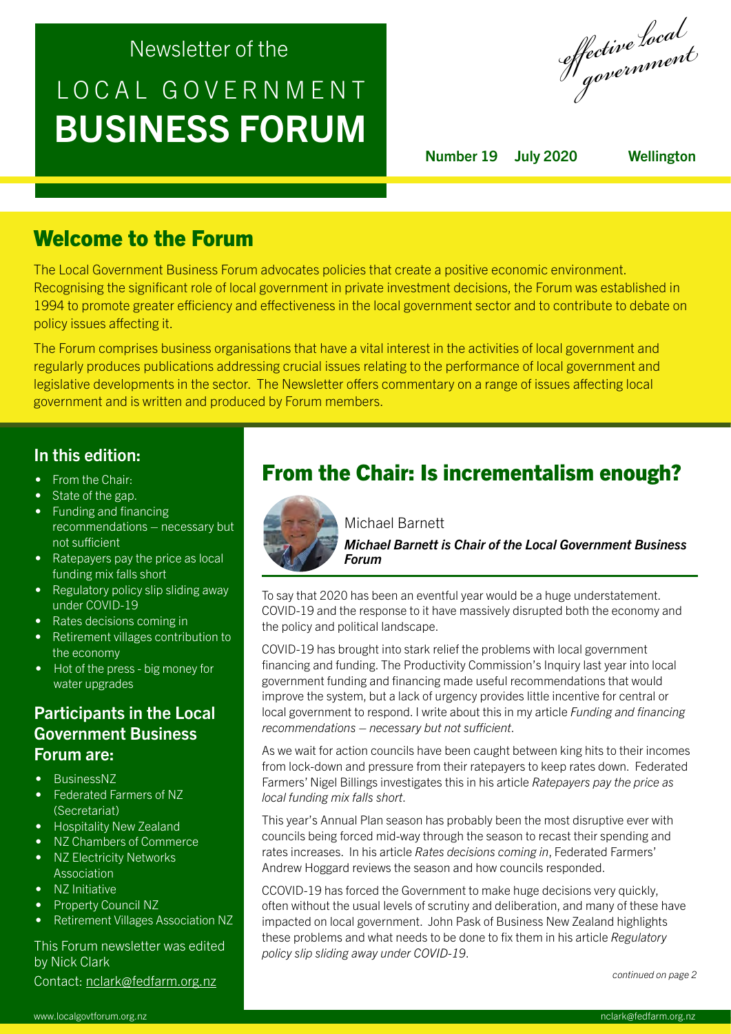# Newsletter of the LOCAL GOVERNMENT BUSINESS FORUM

*effective local government*

**Number 19 July 2020 Wellington**

## Welcome to the Forum

The Local Government Business Forum advocates policies that create a positive economic environment. Recognising the significant role of local government in private investment decisions, the Forum was established in 1994 to promote greater efficiency and effectiveness in the local government sector and to contribute to debate on policy issues affecting it.

The Forum comprises business organisations that have a vital interest in the activities of local government and regularly produces publications addressing crucial issues relating to the performance of local government and legislative developments in the sector. The Newsletter offers commentary on a range of issues affecting local government and is written and produced by Forum members.

### In this edition:

- From the Chair:
- State of the gap.
- Funding and financing recommendations – necessary but not sufficient
- Ratepayers pay the price as local funding mix falls short
- Regulatory policy slip sliding away under COVID-19
- Rates decisions coming in
- Retirement villages contribution to the economy
- Hot of the press - big money for water upgrades

### Participants in the Local Government Business Forum are:

- BusinessNZ
- Federated Farmers of NZ (Secretariat)
- Hospitality New Zealand
- NZ Chambers of Commerce
- NZ Electricity Networks Association
- NZ Initiative
- Property Council NZ
- Retirement Villages Association NZ

This Forum newsletter was edited by Nick Clark

Contact: nclark@fedfarm.org.nz

## From the Chair: Is incrementalism enough?

Michael Barnett

***Michael Barnett is Chair of the Local Government Business Forum***

To say that 2020 has been an eventful year would be a huge understatement. COVID-19 and the response to it have massively disrupted both the economy and the policy and political landscape.

COVID-19 has brought into stark relief the problems with local government financing and funding. The Productivity Commission's Inquiry last year into local government funding and financing made useful recommendations that would improve the system, but a lack of urgency provides little incentive for central or local government to respond. I write about this in my article *Funding and financing recommendations – necessary but not sufficient*.

As we wait for action councils have been caught between king hits to their incomes from lock-down and pressure from their ratepayers to keep rates down. Federated Farmers' Nigel Billings investigates this in his article *Ratepayers pay the price as local funding mix falls short*.

This year's Annual Plan season has probably been the most disruptive ever with councils being forced mid-way through the season to recast their spending and rates increases. In his article *Rates decisions coming in*, Federated Farmers' Andrew Hoggard reviews the season and how councils responded.

CCOVID-19 has forced the Government to make huge decisions very quickly, often without the usual levels of scrutiny and deliberation, and many of these have impacted on local government. John Pask of Business New Zealand highlights these problems and what needs to be done to fix them in his article *Regulatory policy slip sliding away under COVID-19*.

*continued on page 2*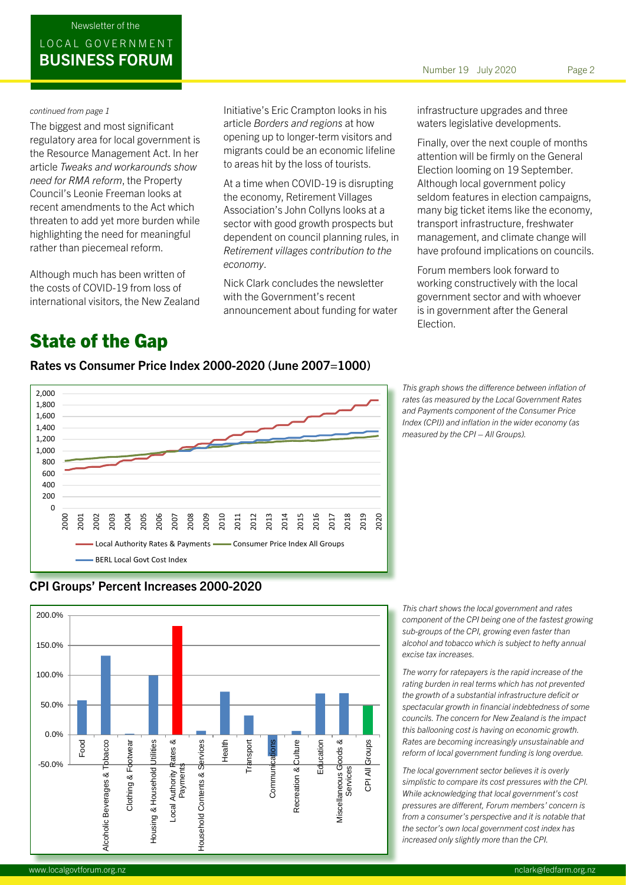*continued from page 1*

The biggest and most significant regulatory area for local government is the Resource Management Act. In her article *Tweaks and workarounds show need for RMA reform*, the Property Council's Leonie Freeman looks at recent amendments to the Act which threaten to add yet more burden while highlighting the need for meaningful rather than piecemeal reform.

Although much has been written of the costs of COVID-19 from loss of international visitors, the New Zealand Initiative's Eric Crampton looks in his article *Borders and regions* at how opening up to longer-term visitors and migrants could be an economic lifeline to areas hit by the loss of tourists.

At a time when COVID-19 is disrupting the economy, Retirement Villages Association's John Collyns looks at a sector with good growth prospects but dependent on council planning rules, in *Retirement villages contribution to the economy*.

Nick Clark concludes the newsletter with the Government's recent announcement about funding for water infrastructure upgrades and three waters legislative developments.

Finally, over the next couple of months attention will be firmly on the General Election looming on 19 September. Although local government policy seldom features in election campaigns, many big ticket items like the economy, transport infrastructure, freshwater management, and climate change will have profound implications on councils.

Forum members look forward to working constructively with the local government sector and with whoever is in government after the General Election.

# State of the Gap

## Rates vs Consumer Price Index 2000-2020 (June 2007=1000)

2,000
1,800
1,600
1,400
1,200
1,000
800
600
400
200
0

2000 2001 2002 2003 2004 2005 2006 2007 2008 2009 2010 2011 2012 2013 2014 2015 2016 2017 2018 2019 2020

Local Authority Rates & Payments
Consumer Price Index All Groups
BERL Local Govt Cost Index

*This graph shows the difference between inflation of rates (as measured by the Local Government Rates and Payments component of the Consumer Price Index (CPI)) and inflation in the wider economy (as measured by the CPI – All Groups).*

## CPI Groups' Percent Increases 2000-2020

200.0%
150.0%
100.0%
50.0%
0.0%
-50.0%

Food
Alcoholic Beverages & Tobacco
Clothing & Footwear
Housing & Household Utilities
Local Authority Rates & Payments
Household Contents & Services
Health
Transport
Communications
Recreation & Culture
Education
Miscellaneous Goods & Services
CPI All Groups

*This chart shows the local government and rates component of the CPI being one of the fastest growing sub-groups of the CPI, growing even faster than alcohol and tobacco which is subject to hefty annual excise tax increases.*

*The worry for ratepayers is the rapid increase of the rating burden in real terms which has not prevented the growth of a substantial infrastructure deficit or spectacular growth in financial indebtedness of some councils. The concern for New Zealand is the impact this ballooning cost is having on economic growth. Rates are becoming increasingly unsustainable and reform of local government funding is long overdue.*

*The local government sector believes it is overly simplistic to compare its cost pressures with the CPI. While acknowledging that local government's cost pressures are different, Forum members' concern is from a consumer's perspective and it is notable that the sector's own local government cost index has increased only slightly more than the CPI.*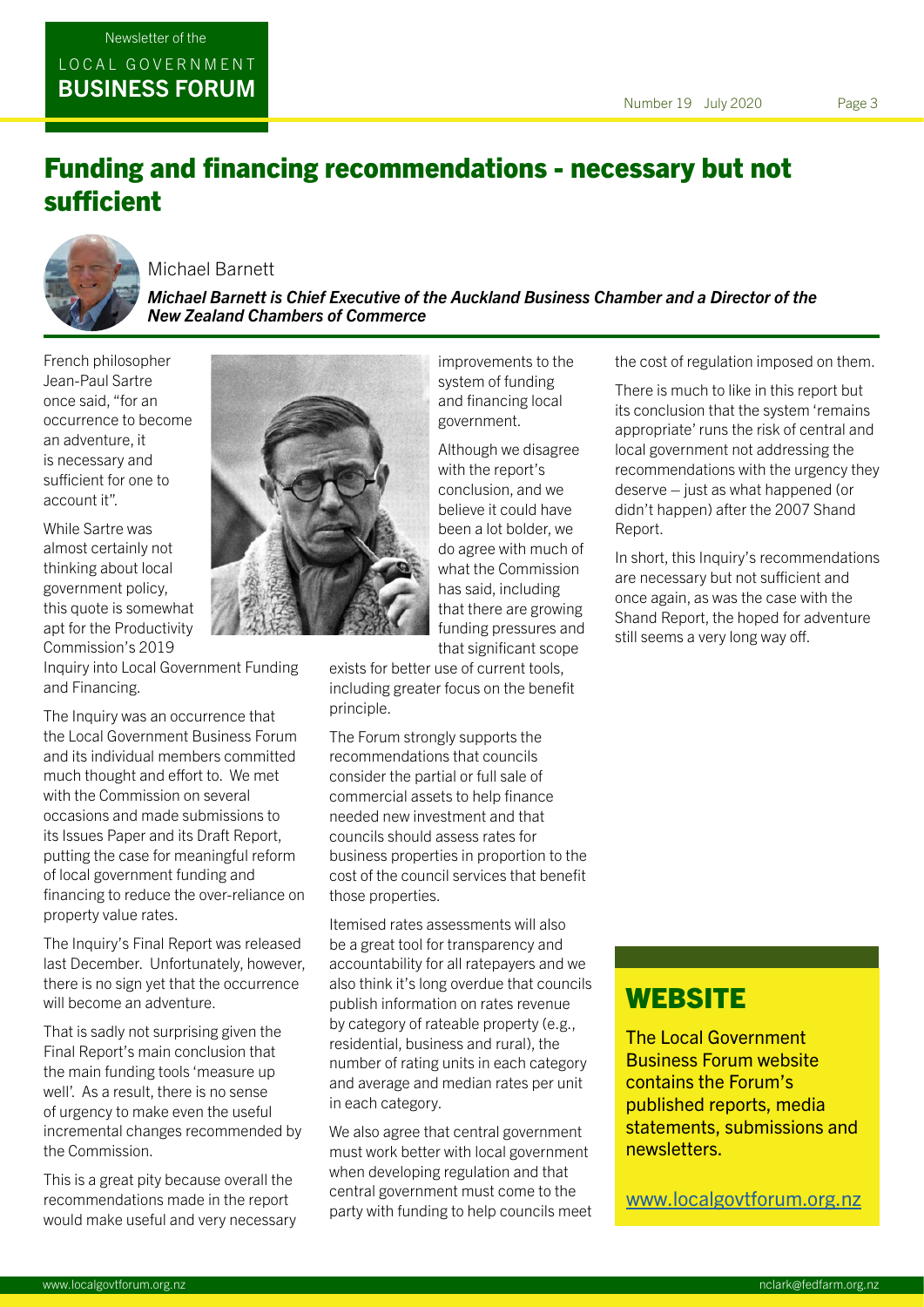# Funding and financing recommendations - necessary but not sufficient

Michael Barnett

***Michael Barnett is Chief Executive of the Auckland Business Chamber and a Director of the New Zealand Chambers of Commerce***

French philosopher Jean-Paul Sartre once said, "for an occurrence to become an adventure, it is necessary and sufficient for one to account it".

While Sartre was almost certainly not thinking about local government policy, this quote is somewhat apt for the Productivity Commission's 2019 Inquiry into Local Government Funding and Financing.

The Inquiry was an occurrence that the Local Government Business Forum and its individual members committed much thought and effort to. We met with the Commission on several occasions and made submissions to its Issues Paper and its Draft Report, putting the case for meaningful reform of local government funding and financing to reduce the over-reliance on property value rates.

The Inquiry's Final Report was released last December. Unfortunately, however, there is no sign yet that the occurrence will become an adventure.

That is sadly not surprising given the Final Report's main conclusion that the main funding tools 'measure up well'. As a result, there is no sense of urgency to make even the useful incremental changes recommended by the Commission.

This is a great pity because overall the recommendations made in the report would make useful and very necessary improvements to the system of funding and financing local government.

Although we disagree with the report's conclusion, and we believe it could have been a lot bolder, we do agree with much of what the Commission has said, including that there are growing funding pressures and that significant scope exists for better use of current tools, including greater focus on the benefit principle.

The Forum strongly supports the recommendations that councils consider the partial or full sale of commercial assets to help finance needed new investment and that councils should assess rates for business properties in proportion to the cost of the council services that benefit those properties.

Itemised rates assessments will also be a great tool for transparency and accountability for all ratepayers and we also think it's long overdue that councils publish information on rates revenue by category of rateable property (e.g., residential, business and rural), the number of rating units in each category and average and median rates per unit in each category.

We also agree that central government must work better with local government when developing regulation and that central government must come to the party with funding to help councils meet the cost of regulation imposed on them.

There is much to like in this report but its conclusion that the system 'remains appropriate' runs the risk of central and local government not addressing the recommendations with the urgency they deserve – just as what happened (or didn't happen) after the 2007 Shand Report.

In short, this Inquiry's recommendations are necessary but not sufficient and once again, as was the case with the Shand Report, the hoped for adventure still seems a very long way off.

## WEBSITE

The Local Government Business Forum website contains the Forum's published reports, media statements, submissions and newsletters.

www.localgovtforum.org.nz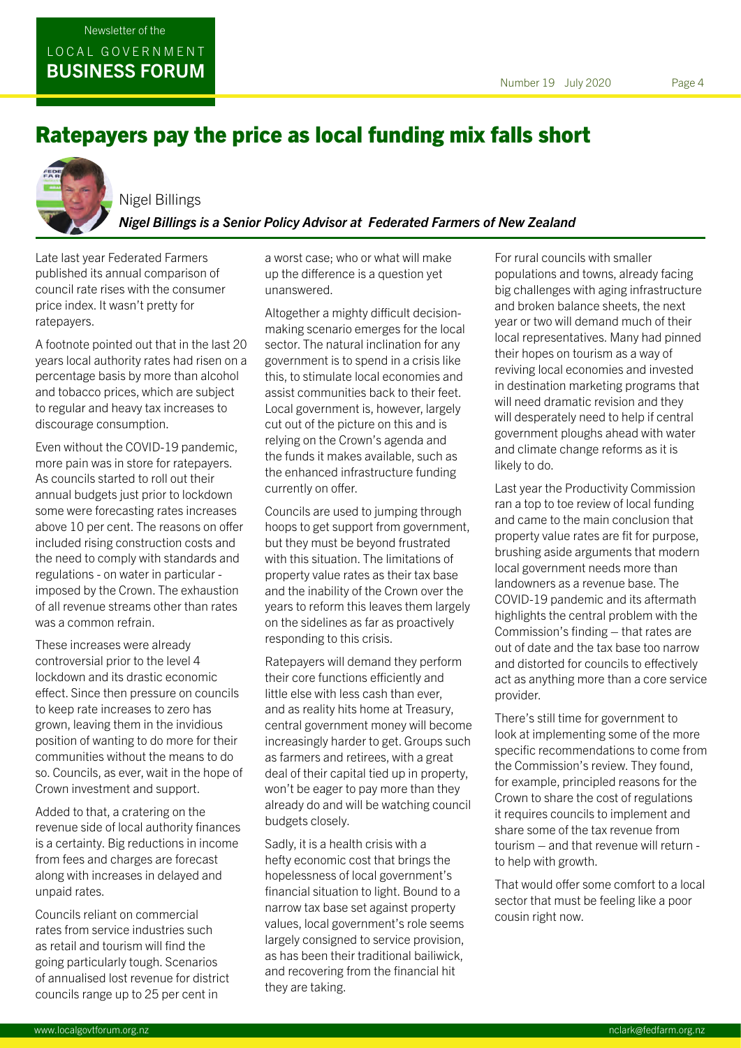# Ratepayers pay the price as local funding mix falls short

Nigel Billings

***Nigel Billings is a Senior Policy Advisor at Federated Farmers of New Zealand***

Late last year Federated Farmers published its annual comparison of council rate rises with the consumer price index. It wasn't pretty for ratepayers.

A footnote pointed out that in the last 20 years local authority rates had risen on a percentage basis by more than alcohol and tobacco prices, which are subject to regular and heavy tax increases to discourage consumption.

Even without the COVID-19 pandemic, more pain was in store for ratepayers. As councils started to roll out their annual budgets just prior to lockdown some were forecasting rates increases above 10 per cent. The reasons on offer included rising construction costs and the need to comply with standards and regulations - on water in particular - imposed by the Crown. The exhaustion of all revenue streams other than rates was a common refrain.

These increases were already controversial prior to the level 4 lockdown and its drastic economic effect. Since then pressure on councils to keep rate increases to zero has grown, leaving them in the invidious position of wanting to do more for their communities without the means to do so. Councils, as ever, wait in the hope of Crown investment and support.

Added to that, a cratering on the revenue side of local authority finances is a certainty. Big reductions in income from fees and charges are forecast along with increases in delayed and unpaid rates.

Councils reliant on commercial rates from service industries such as retail and tourism will find the going particularly tough. Scenarios of annualised lost revenue for district councils range up to 25 per cent in a worst case; who or what will make up the difference is a question yet unanswered.

Altogether a mighty difficult decision-making scenario emerges for the local sector. The natural inclination for any government is to spend in a crisis like this, to stimulate local economies and assist communities back to their feet. Local government is, however, largely cut out of the picture on this and is relying on the Crown's agenda and the funds it makes available, such as the enhanced infrastructure funding currently on offer.

Councils are used to jumping through hoops to get support from government, but they must be beyond frustrated with this situation. The limitations of property value rates as their tax base and the inability of the Crown over the years to reform this leaves them largely on the sidelines as far as proactively responding to this crisis.

Ratepayers will demand they perform their core functions efficiently and little else with less cash than ever, and as reality hits home at Treasury, central government money will become increasingly harder to get. Groups such as farmers and retirees, with a great deal of their capital tied up in property, won't be eager to pay more than they already do and will be watching council budgets closely.

Sadly, it is a health crisis with a hefty economic cost that brings the hopelessness of local government's financial situation to light. Bound to a narrow tax base set against property values, local government's role seems largely consigned to service provision, as has been their traditional bailiwick, and recovering from the financial hit they are taking.

For rural councils with smaller populations and towns, already facing big challenges with aging infrastructure and broken balance sheets, the next year or two will demand much of their local representatives. Many had pinned their hopes on tourism as a way of reviving local economies and invested in destination marketing programs that will need dramatic revision and they will desperately need to help if central government ploughs ahead with water and climate change reforms as it is likely to do.

Last year the Productivity Commission ran a top to toe review of local funding and came to the main conclusion that property value rates are fit for purpose, brushing aside arguments that modern local government needs more than landowners as a revenue base. The COVID-19 pandemic and its aftermath highlights the central problem with the Commission's finding – that rates are out of date and the tax base too narrow and distorted for councils to effectively act as anything more than a core service provider.

There's still time for government to look at implementing some of the more specific recommendations to come from the Commission's review. They found, for example, principled reasons for the Crown to share the cost of regulations it requires councils to implement and share some of the tax revenue from tourism – and that revenue will return - to help with growth.

That would offer some comfort to a local sector that must be feeling like a poor cousin right now.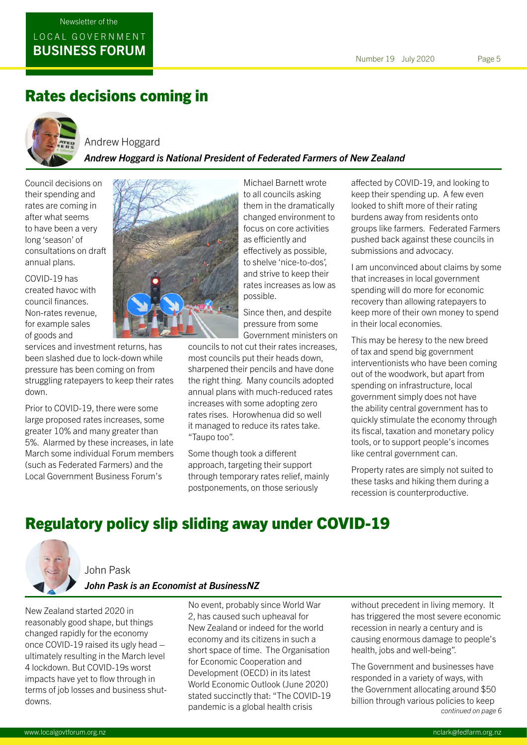## Rates decisions coming in

Andrew Hoggard

***Andrew Hoggard is National President of Federated Farmers of New Zealand***

Council decisions on their spending and rates are coming in after what seems to have been a very long 'season' of consultations on draft annual plans.

COVID-19 has created havoc with council finances. Non-rates revenue, for example sales of goods and services and investment returns, has been slashed due to lock-down while pressure has been coming on from struggling ratepayers to keep their rates down.

Prior to COVID-19, there were some large proposed rates increases, some greater 10% and many greater than 5%. Alarmed by these increases, in late March some individual Forum members (such as Federated Farmers) and the Local Government Business Forum's Michael Barnett wrote to all councils asking them in the dramatically changed environment to focus on core activities as efficiently and effectively as possible, to shelve 'nice-to-dos', and strive to keep their rates increases as low as possible.

Since then, and despite pressure from some Government ministers on councils to not cut their rates increases, most councils put their heads down, sharpened their pencils and have done the right thing. Many councils adopted annual plans with much-reduced rates increases with some adopting zero rates rises. Horowhenua did so well it managed to reduce its rates take. "Taupo too".

Some though took a different approach, targeting their support through temporary rates relief, mainly postponements, on those seriously affected by COVID-19, and looking to keep their spending up. A few even looked to shift more of their rating burdens away from residents onto groups like farmers. Federated Farmers pushed back against these councils in submissions and advocacy.

I am unconvinced about claims by some that increases in local government spending will do more for economic recovery than allowing ratepayers to keep more of their own money to spend in their local economies.

This may be heresy to the new breed of tax and spend big government interventionists who have been coming out of the woodwork, but apart from spending on infrastructure, local government simply does not have the ability central government has to quickly stimulate the economy through its fiscal, taxation and monetary policy tools, or to support people's incomes like central government can.

Property rates are simply not suited to these tasks and hiking them during a recession is counterproductive.

## Regulatory policy slip sliding away under COVID-19

John Pask

***John Pask is an Economist at BusinessNZ***

New Zealand started 2020 in reasonably good shape, but things changed rapidly for the economy once COVID-19 raised its ugly head – ultimately resulting in the March level 4 lockdown. But COVID-19s worst impacts have yet to flow through in terms of job losses and business shut-downs.

No event, probably since World War 2, has caused such upheaval for New Zealand or indeed for the world economy and its citizens in such a short space of time. The Organisation for Economic Cooperation and Development (OECD) in its latest World Economic Outlook (June 2020) stated succinctly that: "The COVID-19 pandemic is a global health crisis without precedent in living memory. It has triggered the most severe economic recession in nearly a century and is causing enormous damage to people's health, jobs and well-being".

The Government and businesses have responded in a variety of ways, with the Government allocating around $50 billion through various policies to keep

*continued on page 6*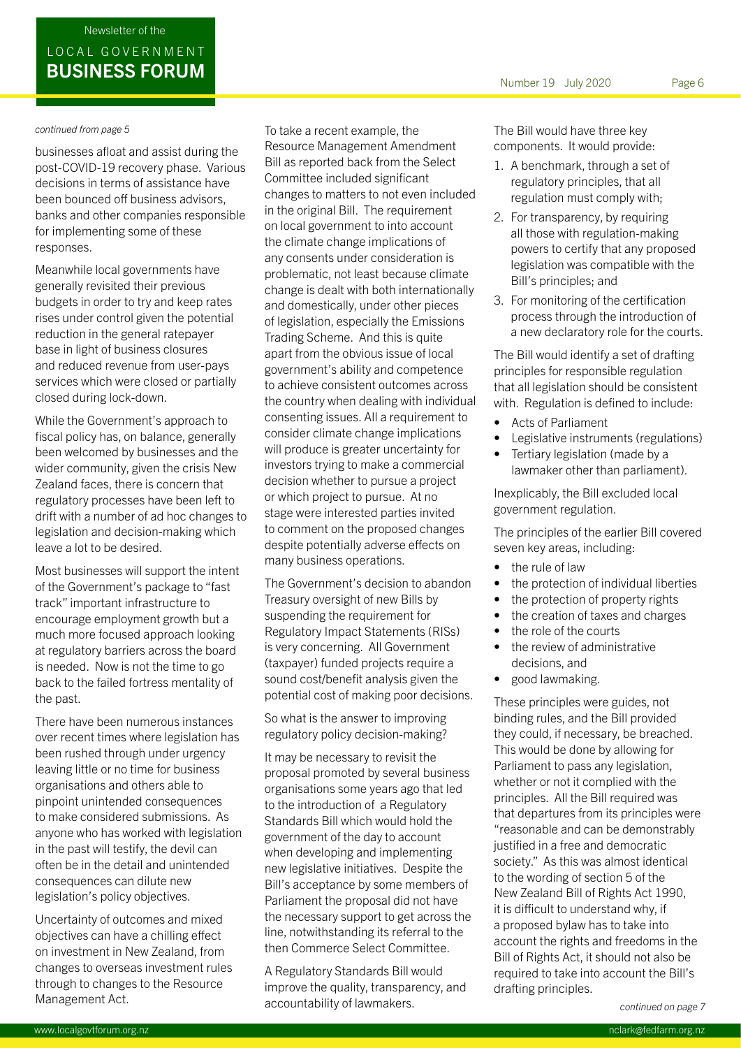*continued from page 5*

businesses afloat and assist during the post-COVID-19 recovery phase. Various decisions in terms of assistance have been bounced off business advisors, banks and other companies responsible for implementing some of these responses.

Meanwhile local governments have generally revisited their previous budgets in order to try and keep rates rises under control given the potential reduction in the general ratepayer base in light of business closures and reduced revenue from user-pays services which were closed or partially closed during lock-down.

While the Government's approach to fiscal policy has, on balance, generally been welcomed by businesses and the wider community, given the crisis New Zealand faces, there is concern that regulatory processes have been left to drift with a number of ad hoc changes to legislation and decision-making which leave a lot to be desired.

Most businesses will support the intent of the Government's package to "fast track" important infrastructure to encourage employment growth but a much more focused approach looking at regulatory barriers across the board is needed. Now is not the time to go back to the failed fortress mentality of the past.

There have been numerous instances over recent times where legislation has been rushed through under urgency leaving little or no time for business organisations and others able to pinpoint unintended consequences to make considered submissions. As anyone who has worked with legislation in the past will testify, the devil can often be in the detail and unintended consequences can dilute new legislation's policy objectives.

Uncertainty of outcomes and mixed objectives can have a chilling effect on investment in New Zealand, from changes to overseas investment rules through to changes to the Resource Management Act.

To take a recent example, the Resource Management Amendment Bill as reported back from the Select Committee included significant changes to matters to not even included in the original Bill. The requirement on local government to into account the climate change implications of any consents under consideration is problematic, not least because climate change is dealt with both internationally and domestically, under other pieces of legislation, especially the Emissions Trading Scheme. And this is quite apart from the obvious issue of local government's ability and competence to achieve consistent outcomes across the country when dealing with individual consenting issues. All a requirement to consider climate change implications will produce is greater uncertainty for investors trying to make a commercial decision whether to pursue a project or which project to pursue. At no stage were interested parties invited to comment on the proposed changes despite potentially adverse effects on many business operations.

The Government's decision to abandon Treasury oversight of new Bills by suspending the requirement for Regulatory Impact Statements (RISs) is very concerning. All Government (taxpayer) funded projects require a sound cost/benefit analysis given the potential cost of making poor decisions.

So what is the answer to improving regulatory policy decision-making?

It may be necessary to revisit the proposal promoted by several business organisations some years ago that led to the introduction of a Regulatory Standards Bill which would hold the government of the day to account when developing and implementing new legislative initiatives. Despite the Bill's acceptance by some members of Parliament the proposal did not have the necessary support to get across the line, notwithstanding its referral to the then Commerce Select Committee.

A Regulatory Standards Bill would improve the quality, transparency, and accountability of lawmakers.

The Bill would have three key components. It would provide:

1. A benchmark, through a set of regulatory principles, that all regulation must comply with;
2. For transparency, by requiring all those with regulation-making powers to certify that any proposed legislation was compatible with the Bill's principles; and
3. For monitoring of the certification process through the introduction of a new declaratory role for the courts.

The Bill would identify a set of drafting principles for responsible regulation that all legislation should be consistent with. Regulation is defined to include:

- Acts of Parliament
- Legislative instruments (regulations)
- Tertiary legislation (made by a lawmaker other than parliament).

Inexplicably, the Bill excluded local government regulation.

The principles of the earlier Bill covered seven key areas, including:

- the rule of law
- the protection of individual liberties
- the protection of property rights
- the creation of taxes and charges
- the role of the courts
- the review of administrative decisions, and
- good lawmaking.

These principles were guides, not binding rules, and the Bill provided they could, if necessary, be breached. This would be done by allowing for Parliament to pass any legislation, whether or not it complied with the principles. All the Bill required was that departures from its principles were "reasonable and can be demonstrably justified in a free and democratic society." As this was almost identical to the wording of section 5 of the New Zealand Bill of Rights Act 1990, it is difficult to understand why, if a proposed bylaw has to take into account the rights and freedoms in the Bill of Rights Act, it should not also be required to take into account the Bill's drafting principles.

*continued on page 7*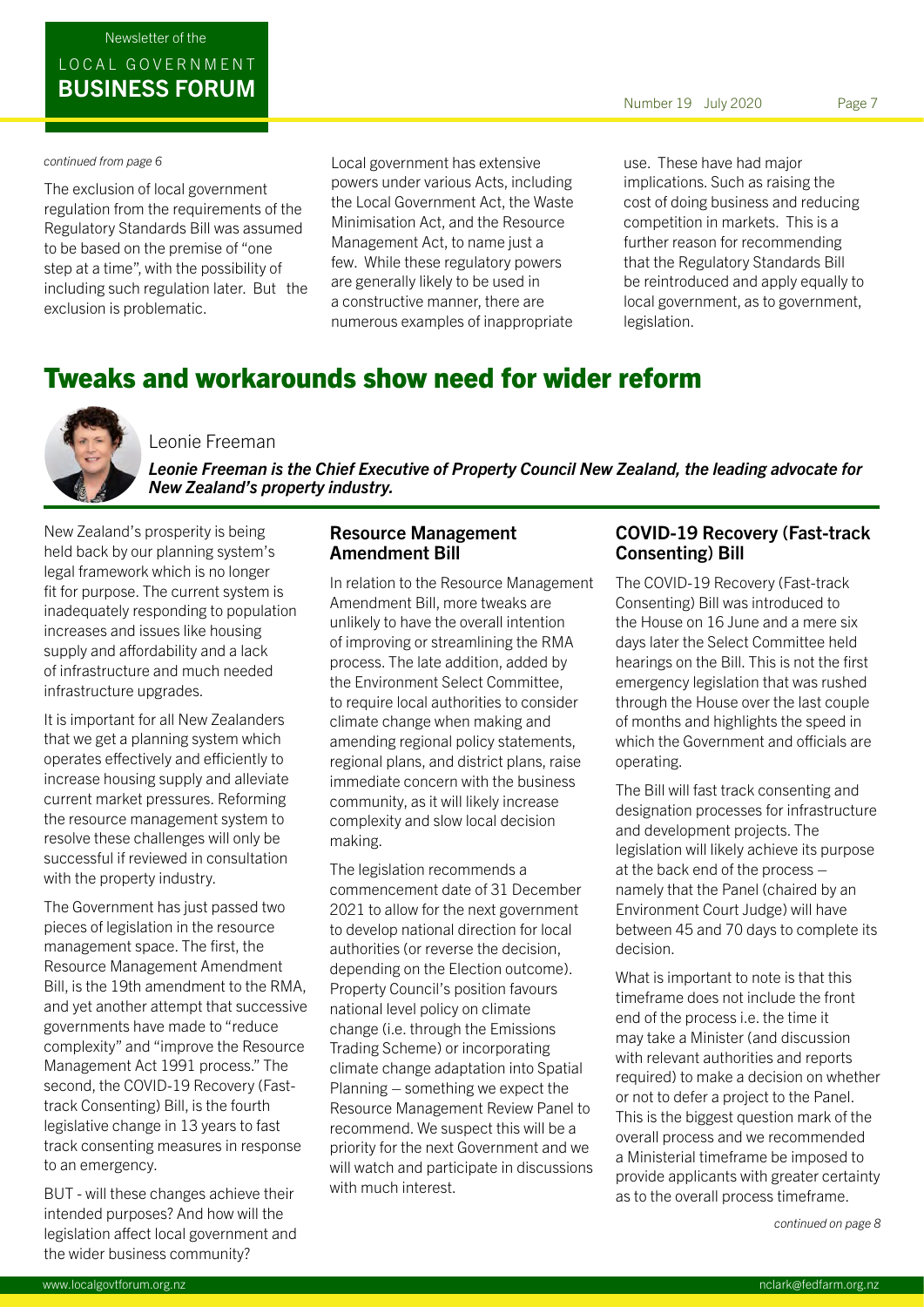*continued from page 6*

The exclusion of local government regulation from the requirements of the Regulatory Standards Bill was assumed to be based on the premise of "one step at a time", with the possibility of including such regulation later. But the exclusion is problematic.

Local government has extensive powers under various Acts, including the Local Government Act, the Waste Minimisation Act, and the Resource Management Act, to name just a few. While these regulatory powers are generally likely to be used in a constructive manner, there are numerous examples of inappropriate use. These have had major implications. Such as raising the cost of doing business and reducing competition in markets. This is a further reason for recommending that the Regulatory Standards Bill be reintroduced and apply equally to local government, as to government, legislation.

# Tweaks and workarounds show need for wider reform

Leonie Freeman

***Leonie Freeman is the Chief Executive of Property Council New Zealand, the leading advocate for New Zealand's property industry.***

New Zealand's prosperity is being held back by our planning system's legal framework which is no longer fit for purpose. The current system is inadequately responding to population increases and issues like housing supply and affordability and a lack of infrastructure and much needed infrastructure upgrades.

It is important for all New Zealanders that we get a planning system which operates effectively and efficiently to increase housing supply and alleviate current market pressures. Reforming the resource management system to resolve these challenges will only be successful if reviewed in consultation with the property industry.

The Government has just passed two pieces of legislation in the resource management space. The first, the Resource Management Amendment Bill, is the 19th amendment to the RMA, and yet another attempt that successive governments have made to "reduce complexity" and "improve the Resource Management Act 1991 process." The second, the COVID-19 Recovery (Fast-track Consenting) Bill, is the fourth legislative change in 13 years to fast track consenting measures in response to an emergency.

BUT - will these changes achieve their intended purposes? And how will the legislation affect local government and the wider business community?

## Resource Management Amendment Bill

In relation to the Resource Management Amendment Bill, more tweaks are unlikely to have the overall intention of improving or streamlining the RMA process. The late addition, added by the Environment Select Committee, to require local authorities to consider climate change when making and amending regional policy statements, regional plans, and district plans, raise immediate concern with the business community, as it will likely increase complexity and slow local decision making.

The legislation recommends a commencement date of 31 December 2021 to allow for the next government to develop national direction for local authorities (or reverse the decision, depending on the Election outcome). Property Council's position favours national level policy on climate change (i.e. through the Emissions Trading Scheme) or incorporating climate change adaptation into Spatial Planning – something we expect the Resource Management Review Panel to recommend. We suspect this will be a priority for the next Government and we will watch and participate in discussions with much interest.

## COVID-19 Recovery (Fast-track Consenting) Bill

The COVID-19 Recovery (Fast-track Consenting) Bill was introduced to the House on 16 June and a mere six days later the Select Committee held hearings on the Bill. This is not the first emergency legislation that was rushed through the House over the last couple of months and highlights the speed in which the Government and officials are operating.

The Bill will fast track consenting and designation processes for infrastructure and development projects. The legislation will likely achieve its purpose at the back end of the process – namely that the Panel (chaired by an Environment Court Judge) will have between 45 and 70 days to complete its decision.

What is important to note is that this timeframe does not include the front end of the process i.e. the time it may take a Minister (and discussion with relevant authorities and reports required) to make a decision on whether or not to defer a project to the Panel. This is the biggest question mark of the overall process and we recommended a Ministerial timeframe be imposed to provide applicants with greater certainty as to the overall process timeframe.

*continued on page 8*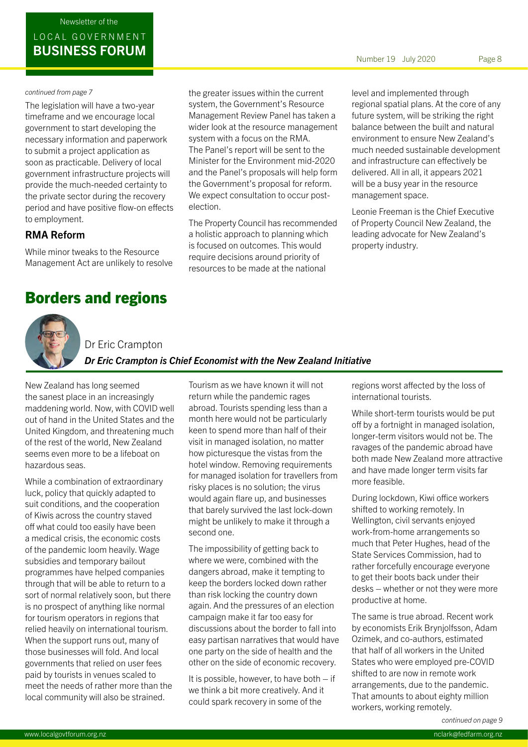*continued from page 7*

The legislation will have a two-year timeframe and we encourage local government to start developing the necessary information and paperwork to submit a project application as soon as practicable. Delivery of local government infrastructure projects will provide the much-needed certainty to the private sector during the recovery period and have positive flow-on effects to employment.

### RMA Reform

While minor tweaks to the Resource Management Act are unlikely to resolve the greater issues within the current system, the Government's Resource Management Review Panel has taken a wider look at the resource management system with a focus on the RMA. The Panel's report will be sent to the Minister for the Environment mid-2020 and the Panel's proposals will help form the Government's proposal for reform. We expect consultation to occur post-election.

The Property Council has recommended a holistic approach to planning which is focused on outcomes. This would require decisions around priority of resources to be made at the national level and implemented through regional spatial plans. At the core of any future system, will be striking the right balance between the built and natural environment to ensure New Zealand's much needed sustainable development and infrastructure can effectively be delivered. All in all, it appears 2021 will be a busy year in the resource management space.

Leonie Freeman is the Chief Executive of Property Council New Zealand, the leading advocate for New Zealand's property industry.

## Borders and regions

Dr Eric Crampton

***Dr Eric Crampton is Chief Economist with the New Zealand Initiative***

New Zealand has long seemed the sanest place in an increasingly maddening world. Now, with COVID well out of hand in the United States and the United Kingdom, and threatening much of the rest of the world, New Zealand seems even more to be a lifeboat on hazardous seas.

While a combination of extraordinary luck, policy that quickly adapted to suit conditions, and the cooperation of Kiwis across the country staved off what could too easily have been a medical crisis, the economic costs of the pandemic loom heavily. Wage subsidies and temporary bailout programmes have helped companies through that will be able to return to a sort of normal relatively soon, but there is no prospect of anything like normal for tourism operators in regions that relied heavily on international tourism. When the support runs out, many of those businesses will fold. And local governments that relied on user fees paid by tourists in venues scaled to meet the needs of rather more than the local community will also be strained.

Tourism as we have known it will not return while the pandemic rages abroad. Tourists spending less than a month here would not be particularly keen to spend more than half of their visit in managed isolation, no matter how picturesque the vistas from the hotel window. Removing requirements for managed isolation for travellers from risky places is no solution; the virus would again flare up, and businesses that barely survived the last lock-down might be unlikely to make it through a second one.

The impossibility of getting back to where we were, combined with the dangers abroad, make it tempting to keep the borders locked down rather than risk locking the country down again. And the pressures of an election campaign make it far too easy for discussions about the border to fall into easy partisan narratives that would have one party on the side of health and the other on the side of economic recovery.

It is possible, however, to have both – if we think a bit more creatively. And it could spark recovery in some of the regions worst affected by the loss of international tourists.

While short-term tourists would be put off by a fortnight in managed isolation, longer-term visitors would not be. The ravages of the pandemic abroad have both made New Zealand more attractive and have made longer term visits far more feasible.

During lockdown, Kiwi office workers shifted to working remotely. In Wellington, civil servants enjoyed work-from-home arrangements so much that Peter Hughes, head of the State Services Commission, had to rather forcefully encourage everyone to get their boots back under their desks – whether or not they were more productive at home.

The same is true abroad. Recent work by economists Erik Brynjolfsson, Adam Ozimek, and co-authors, estimated that half of all workers in the United States who were employed pre-COVID shifted to are now in remote work arrangements, due to the pandemic. That amounts to about eighty million workers, working remotely.

*continued on page 9*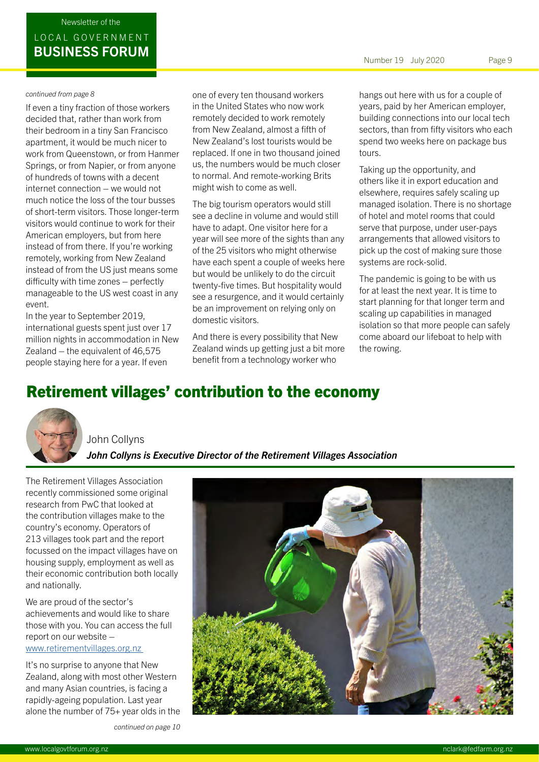*continued from page 8*

If even a tiny fraction of those workers decided that, rather than work from their bedroom in a tiny San Francisco apartment, it would be much nicer to work from Queenstown, or from Hanmer Springs, or from Napier, or from anyone of hundreds of towns with a decent internet connection – we would not much notice the loss of the tour busses of short-term visitors. Those longer-term visitors would continue to work for their American employers, but from here instead of from there. If you're working remotely, working from New Zealand instead of from the US just means some difficulty with time zones – perfectly manageable to the US west coast in any event.

In the year to September 2019, international guests spent just over 17 million nights in accommodation in New Zealand – the equivalent of 46,575 people staying here for a year. If even one of every ten thousand workers in the United States who now work remotely decided to work remotely from New Zealand, almost a fifth of New Zealand's lost tourists would be replaced. If one in two thousand joined us, the numbers would be much closer to normal. And remote-working Brits might wish to come as well.

The big tourism operators would still see a decline in volume and would still have to adapt. One visitor here for a year will see more of the sights than any of the 25 visitors who might otherwise have each spent a couple of weeks here but would be unlikely to do the circuit twenty-five times. But hospitality would see a resurgence, and it would certainly be an improvement on relying only on domestic visitors.

And there is every possibility that New Zealand winds up getting just a bit more benefit from a technology worker who hangs out here with us for a couple of years, paid by her American employer, building connections into our local tech sectors, than from fifty visitors who each spend two weeks here on package bus tours.

Taking up the opportunity, and others like it in export education and elsewhere, requires safely scaling up managed isolation. There is no shortage of hotel and motel rooms that could serve that purpose, under user-pays arrangements that allowed visitors to pick up the cost of making sure those systems are rock-solid.

The pandemic is going to be with us for at least the next year. It is time to start planning for that longer term and scaling up capabilities in managed isolation so that more people can safely come aboard our lifeboat to help with the rowing.

# Retirement villages' contribution to the economy

John Collyns

***John Collyns is Executive Director of the Retirement Villages Association***

The Retirement Villages Association recently commissioned some original research from PwC that looked at the contribution villages make to the country's economy. Operators of 213 villages took part and the report focussed on the impact villages have on housing supply, employment as well as their economic contribution both locally and nationally.

We are proud of the sector's achievements and would like to share those with you. You can access the full report on our website – www.retirementvillages.org.nz

It's no surprise to anyone that New Zealand, along with most other Western and many Asian countries, is facing a rapidly-ageing population. Last year alone the number of 75+ year olds in the

*continued on page 10*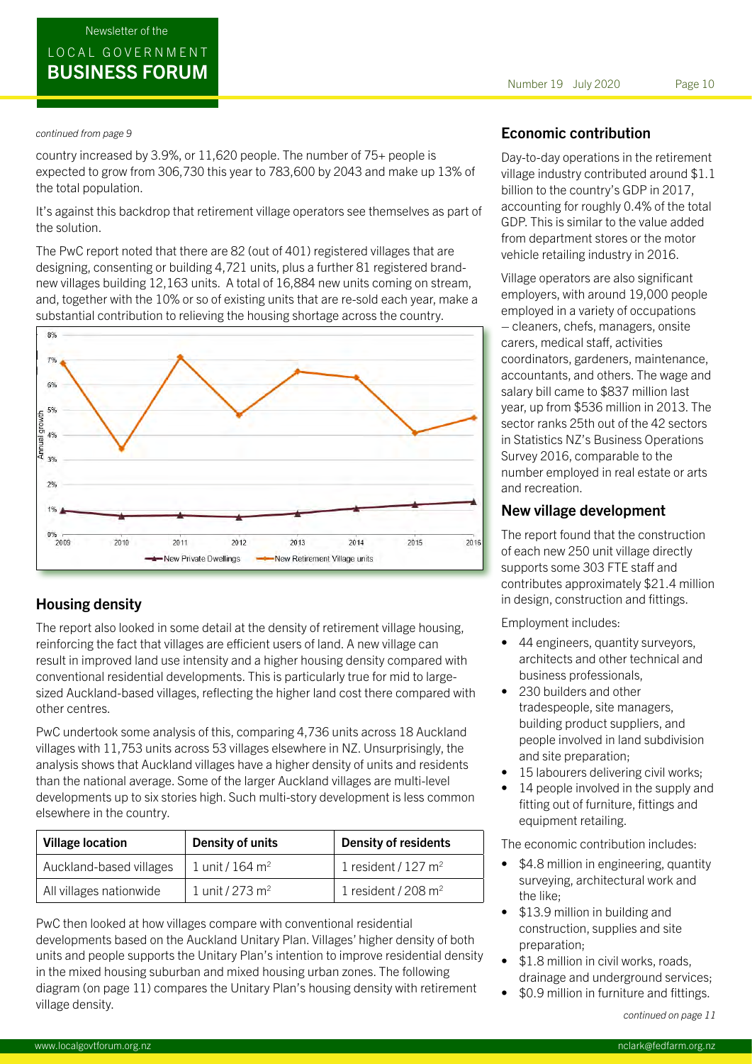*continued from page 9*

country increased by 3.9%, or 11,620 people. The number of 75+ people is expected to grow from 306,730 this year to 783,600 by 2043 and make up 13% of the total population.

It's against this backdrop that retirement village operators see themselves as part of the solution.

The PwC report noted that there are 82 (out of 401) registered villages that are designing, consenting or building 4,721 units, plus a further 81 registered brand-new villages building 12,163 units. A total of 16,884 new units coming on stream, and, together with the 10% or so of existing units that are re-sold each year, make a substantial contribution to relieving the housing shortage across the country.

8%
7%
6%
5%
4%
3%
2%
1%
0%
Annual growth
2009
2010
2011
2012
2013
2014
2015
2016
New Private Dwellings
New Retirement Village units

## Housing density

The report also looked in some detail at the density of retirement village housing, reinforcing the fact that villages are efficient users of land. A new village can result in improved land use intensity and a higher housing density compared with conventional residential developments. This is particularly true for mid to large-sized Auckland-based villages, reflecting the higher land cost there compared with other centres.

PwC undertook some analysis of this, comparing 4,736 units across 18 Auckland villages with 11,753 units across 53 villages elsewhere in NZ. Unsurprisingly, the analysis shows that Auckland villages have a higher density of units and residents than the national average. Some of the larger Auckland villages are multi-level developments up to six stories high. Such multi-story development is less common elsewhere in the country.

| Village location | Density of units | Density of residents |
|---|---|---|
| Auckland-based villages | 1 unit / 164 $m^2$ | 1 resident / 127 $m^2$ |
| All villages nationwide | 1 unit / 273 $m^2$ | 1 resident / 208 $m^2$ |

PwC then looked at how villages compare with conventional residential developments based on the Auckland Unitary Plan. Villages' higher density of both units and people supports the Unitary Plan's intention to improve residential density in the mixed housing suburban and mixed housing urban zones. The following diagram (on page 11) compares the Unitary Plan's housing density with retirement village density.

## Economic contribution

Day-to-day operations in the retirement village industry contributed around $1.1 billion to the country's GDP in 2017, accounting for roughly 0.4% of the total GDP. This is similar to the value added from department stores or the motor vehicle retailing industry in 2016.

Village operators are also significant employers, with around 19,000 people employed in a variety of occupations – cleaners, chefs, managers, onsite carers, medical staff, activities coordinators, gardeners, maintenance, accountants, and others. The wage and salary bill came to $837 million last year, up from $536 million in 2013. The sector ranks 25th out of the 42 sectors in Statistics NZ's Business Operations Survey 2016, comparable to the number employed in real estate or arts and recreation.

## New village development

The report found that the construction of each new 250 unit village directly supports some 303 FTE staff and contributes approximately $21.4 million in design, construction and fittings.

Employment includes:

- 44 engineers, quantity surveyors, architects and other technical and business professionals,
- 230 builders and other tradespeople, site managers, building product suppliers, and people involved in land subdivision and site preparation;
- 15 labourers delivering civil works;
- 14 people involved in the supply and fitting out of furniture, fittings and equipment retailing.

The economic contribution includes:

- $4.8 million in engineering, quantity surveying, architectural work and the like;
- $13.9 million in building and construction, supplies and site preparation;
- $1.8 million in civil works, roads, drainage and underground services;
- $0.9 million in furniture and fittings.

*continued on page 11*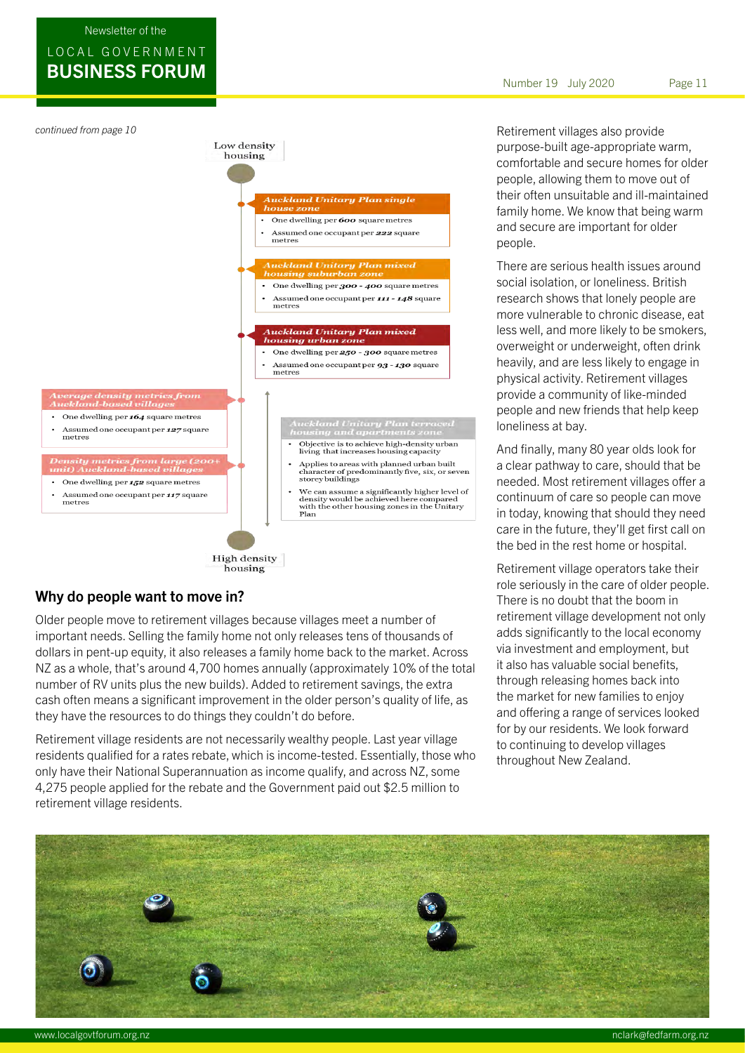*continued from page 10*

Low density housing

***Auckland Unitary Plan single house zone***

- One dwelling per ***600*** square metres
- Assumed one occupant per ***222*** square metres

***Auckland Unitary Plan mixed housing suburban zone***

- One dwelling per ***300 - 400*** square metres
- Assumed one occupant per ***111 - 148*** square metres

***Auckland Unitary Plan mixed housing urban zone***

- One dwelling per ***250 - 300*** square metres
- Assumed one occupant per ***93 - 130*** square metres

***Average density metrics from Auckland-based villages***

- One dwelling per ***164*** square metres
- Assumed one occupant per ***127*** square metres

***Density metrics from large (200+ unit) Auckland-based villages***

- One dwelling per ***152*** square metres
- Assumed one occupant per ***117*** square metres

***Auckland Unitary Plan terraced housing and apartments zone***

- Objective is to achieve high-density urban living that increases housing capacity
- Applies to areas with planned urban built character of predominantly five, six, or seven storey buildings
- We can assume a significantly higher level of density would be achieved here compared with the other housing zones in the Unitary Plan

High density housing

## Why do people want to move in?

Older people move to retirement villages because villages meet a number of important needs. Selling the family home not only releases tens of thousands of dollars in pent-up equity, it also releases a family home back to the market. Across NZ as a whole, that's around 4,700 homes annually (approximately 10% of the total number of RV units plus the new builds). Added to retirement savings, the extra cash often means a significant improvement in the older person's quality of life, as they have the resources to do things they couldn't do before.

Retirement village residents are not necessarily wealthy people. Last year village residents qualified for a rates rebate, which is income-tested. Essentially, those who only have their National Superannuation as income qualify, and across NZ, some 4,275 people applied for the rebate and the Government paid out $2.5 million to retirement village residents.

Retirement villages also provide purpose-built age-appropriate warm, comfortable and secure homes for older people, allowing them to move out of their often unsuitable and ill-maintained family home. We know that being warm and secure are important for older people.

There are serious health issues around social isolation, or loneliness. British research shows that lonely people are more vulnerable to chronic disease, eat less well, and more likely to be smokers, overweight or underweight, often drink heavily, and are less likely to engage in physical activity. Retirement villages provide a community of like-minded people and new friends that help keep loneliness at bay.

And finally, many 80 year olds look for a clear pathway to care, should that be needed. Most retirement villages offer a continuum of care so people can move in today, knowing that should they need care in the future, they'll get first call on the bed in the rest home or hospital.

Retirement village operators take their role seriously in the care of older people. There is no doubt that the boom in retirement village development not only adds significantly to the local economy via investment and employment, but it also has valuable social benefits, through releasing homes back into the market for new families to enjoy and offering a range of services looked for by our residents. We look forward to continuing to develop villages throughout New Zealand.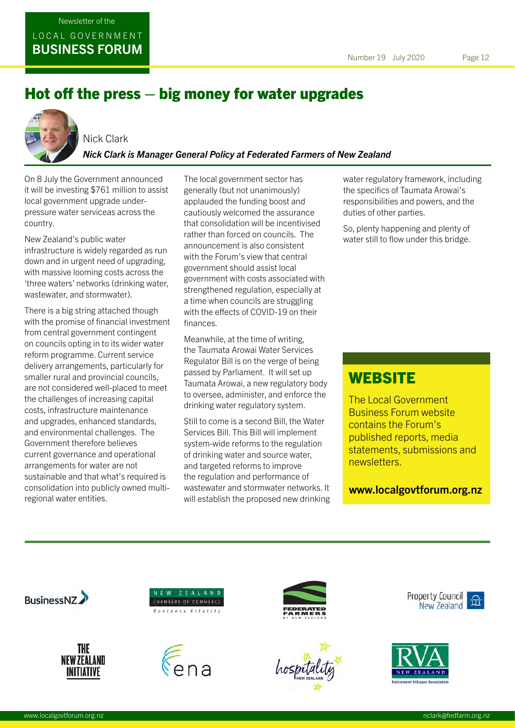## Hot off the press – big money for water upgrades

Nick Clark

***Nick Clark is Manager General Policy at Federated Farmers of New Zealand***

On 8 July the Government announced it will be investing $761 million to assist local government upgrade under-pressure water serviceas across the country.

New Zealand's public water infrastructure is widely regarded as run down and in urgent need of upgrading, with massive looming costs across the 'three waters' networks (drinking water, wastewater, and stormwater).

There is a big string attached though with the promise of financial investment from central government contingent on councils opting in to its wider water reform programme. Current service delivery arrangements, particularly for smaller rural and provincial councils, are not considered well-placed to meet the challenges of increasing capital costs, infrastructure maintenance and upgrades, enhanced standards, and environmental challenges. The Government therefore believes current governance and operational arrangements for water are not sustainable and that what's required is consolidation into publicly owned multi-regional water entities.

The local government sector has generally (but not unanimously) applauded the funding boost and cautiously welcomed the assurance that consolidation will be incentivised rather than forced on councils. The announcement is also consistent with the Forum's view that central government should assist local government with costs associated with strengthened regulation, especially at a time when councils are struggling with the effects of COVID-19 on their finances.

Meanwhile, at the time of writing, the Taumata Arowai Water Services Regulator Bill is on the verge of being passed by Parliament. It will set up Taumata Arowai, a new regulatory body to oversee, administer, and enforce the drinking water regulatory system.

Still to come is a second Bill, the Water Services Bill. This Bill will implement system-wide reforms to the regulation of drinking water and source water, and targeted reforms to improve the regulation and performance of wastewater and stormwater networks. It will establish the proposed new drinking water regulatory framework, including the specifics of Taumata Arowai's responsibilities and powers, and the duties of other parties.

So, plenty happening and plenty of water still to flow under this bridge.

## WEBSITE

The Local Government Business Forum website contains the Forum's published reports, media statements, submissions and newsletters.

**www.localgovtforum.org.nz**

BusinessNZ

New Zealand Chambers of Commerce – Business Vitality

Federated Farmers of New Zealand

Property Council New Zealand

The New Zealand Initiative

ena

Hospitality New Zealand

RVA New Zealand Retirement Villages Association